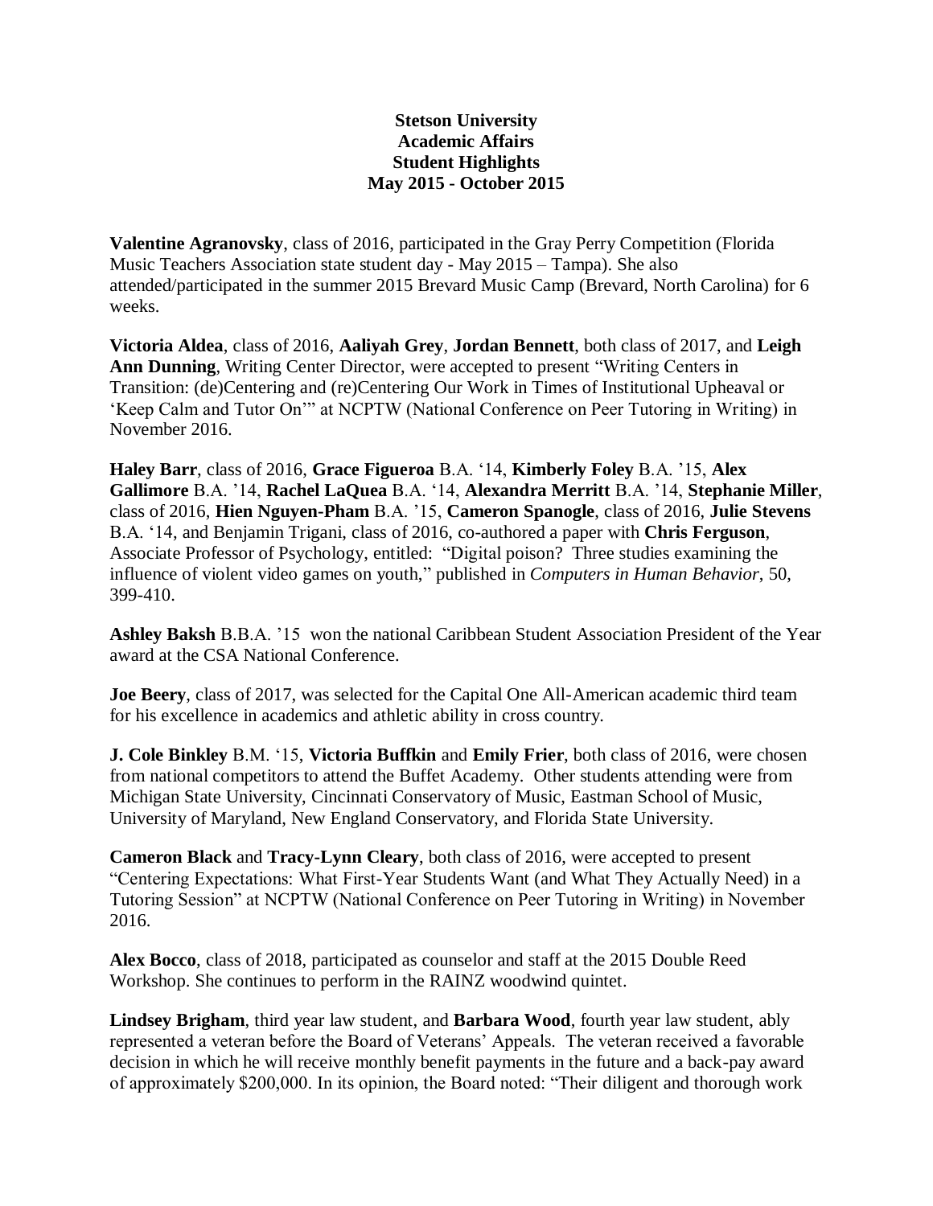**Stetson University**
**Academic Affairs**
**Student Highlights**
**May 2015 - October 2015**

**Valentine Agranovsky**, class of 2016, participated in the Gray Perry Competition (Florida Music Teachers Association state student day - May 2015 – Tampa). She also attended/participated in the summer 2015 Brevard Music Camp (Brevard, North Carolina) for 6 weeks.

**Victoria Aldea**, class of 2016, **Aaliyah Grey**, **Jordan Bennett**, both class of 2017, and **Leigh Ann Dunning**, Writing Center Director, were accepted to present "Writing Centers in Transition: (de)Centering and (re)Centering Our Work in Times of Institutional Upheaval or 'Keep Calm and Tutor On'" at NCPTW (National Conference on Peer Tutoring in Writing) in November 2016.

**Haley Barr**, class of 2016, **Grace Figueroa** B.A. '14, **Kimberly Foley** B.A. '15, **Alex Gallimore** B.A. '14, **Rachel LaQuea** B.A. '14, **Alexandra Merritt** B.A. '14, **Stephanie Miller**, class of 2016, **Hien Nguyen-Pham** B.A. '15, **Cameron Spanogle**, class of 2016, **Julie Stevens** B.A. '14, and Benjamin Trigani, class of 2016, co-authored a paper with **Chris Ferguson**, Associate Professor of Psychology, entitled: "Digital poison? Three studies examining the influence of violent video games on youth," published in *Computers in Human Behavior*, 50, 399-410.

**Ashley Baksh** B.B.A. '15 won the national Caribbean Student Association President of the Year award at the CSA National Conference.

**Joe Beery**, class of 2017, was selected for the Capital One All-American academic third team for his excellence in academics and athletic ability in cross country.

**J. Cole Binkley** B.M. '15, **Victoria Buffkin** and **Emily Frier**, both class of 2016, were chosen from national competitors to attend the Buffet Academy. Other students attending were from Michigan State University, Cincinnati Conservatory of Music, Eastman School of Music, University of Maryland, New England Conservatory, and Florida State University.

**Cameron Black** and **Tracy-Lynn Cleary**, both class of 2016, were accepted to present "Centering Expectations: What First-Year Students Want (and What They Actually Need) in a Tutoring Session" at NCPTW (National Conference on Peer Tutoring in Writing) in November 2016.

**Alex Bocco**, class of 2018, participated as counselor and staff at the 2015 Double Reed Workshop. She continues to perform in the RAINZ woodwind quintet.

**Lindsey Brigham**, third year law student, and **Barbara Wood**, fourth year law student, ably represented a veterans before the Board of Veterans' Appeals. The veteran received a favorable decision in which he will receive monthly benefit payments in the future and a back-pay award of approximately $200,000. In its opinion, the Board noted: "Their diligent and thorough work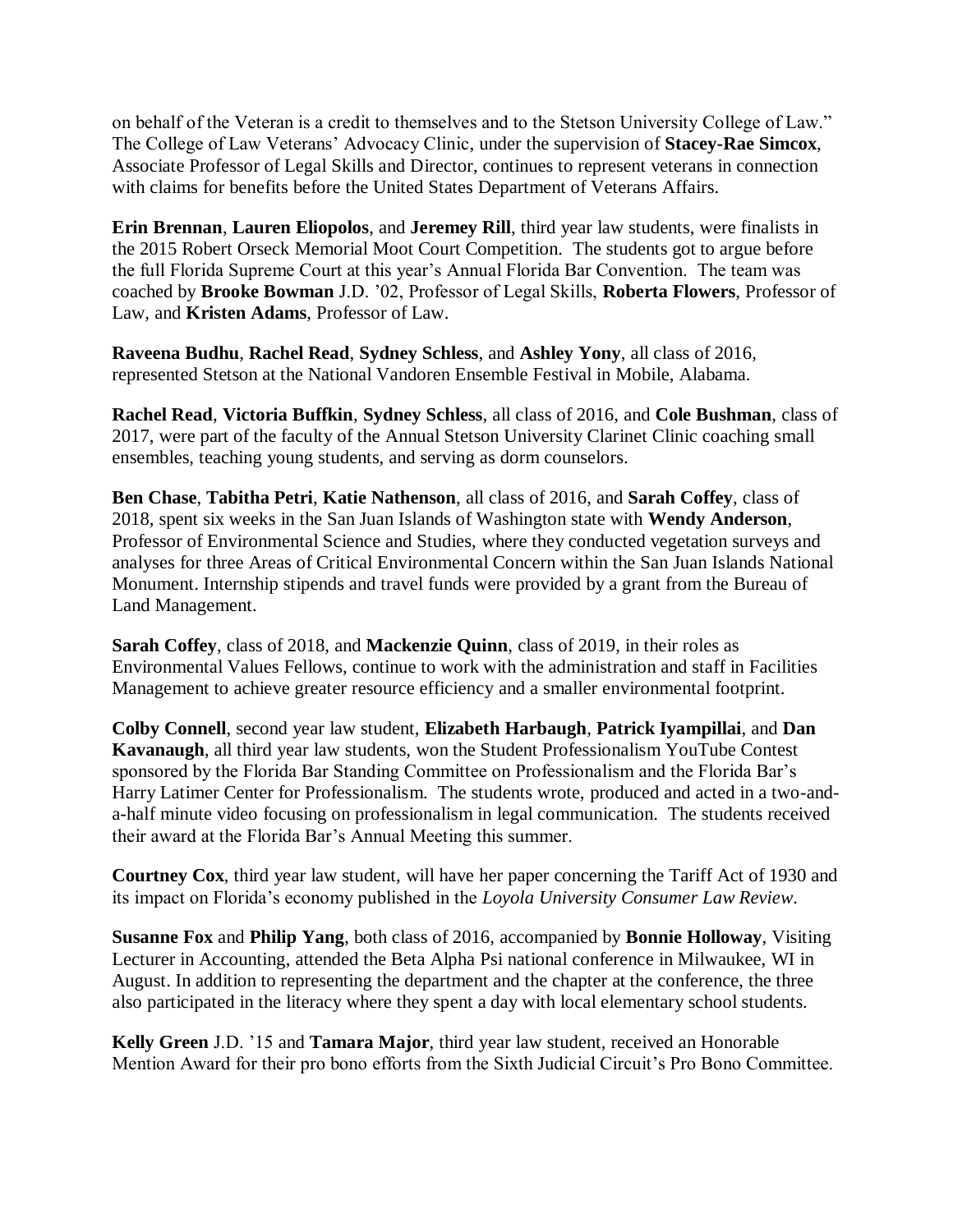on behalf of the Veteran is a credit to themselves and to the Stetson University College of Law." The College of Law Veterans' Advocacy Clinic, under the supervision of **Stacey-Rae Simcox**, Associate Professor of Legal Skills and Director, continues to represent veterans in connection with claims for benefits before the United States Department of Veterans Affairs.

**Erin Brennan**, **Lauren Eliopolos**, and **Jeremey Rill**, third year law students, were finalists in the 2015 Robert Orseck Memorial Moot Court Competition. The students got to argue before the full Florida Supreme Court at this year's Annual Florida Bar Convention. The team was coached by **Brooke Bowman** J.D. '02, Professor of Legal Skills, **Roberta Flowers**, Professor of Law, and **Kristen Adams**, Professor of Law.

**Raveena Budhu**, **Rachel Read**, **Sydney Schless**, and **Ashley Yony**, all class of 2016, represented Stetson at the National Vandoren Ensemble Festival in Mobile, Alabama.

**Rachel Read**, **Victoria Buffkin**, **Sydney Schless**, all class of 2016, and **Cole Bushman**, class of 2017, were part of the faculty of the Annual Stetson University Clarinet Clinic coaching small ensembles, teaching young students, and serving as dorm counselors.

**Ben Chase**, **Tabitha Petri**, **Katie Nathenson**, all class of 2016, and **Sarah Coffey**, class of 2018, spent six weeks in the San Juan Islands of Washington state with **Wendy Anderson**, Professor of Environmental Science and Studies, where they conducted vegetation surveys and analyses for three Areas of Critical Environmental Concern within the San Juan Islands National Monument. Internship stipends and travel funds were provided by a grant from the Bureau of Land Management.

**Sarah Coffey**, class of 2018, and **Mackenzie Quinn**, class of 2019, in their roles as Environmental Values Fellows, continue to work with the administration and staff in Facilities Management to achieve greater resource efficiency and a smaller environmental footprint.

**Colby Connell**, second year law student, **Elizabeth Harbaugh**, **Patrick Iyampillai**, and **Dan Kavanaugh**, all third year law students, won the Student Professionalism YouTube Contest sponsored by the Florida Bar Standing Committee on Professionalism and the Florida Bar's Harry Latimer Center for Professionalism. The students wrote, produced and acted in a two-and-a-half minute video focusing on professionalism in legal communication. The students received their award at the Florida Bar's Annual Meeting this summer.

**Courtney Cox**, third year law student, will have her paper concerning the Tariff Act of 1930 and its impact on Florida's economy published in the *Loyola University Consumer Law Review*.

**Susanne Fox** and **Philip Yang**, both class of 2016, accompanied by **Bonnie Holloway**, Visiting Lecturer in Accounting, attended the Beta Alpha Psi national conference in Milwaukee, WI in August. In addition to representing the department and the chapter at the conference, the three also participated in the literacy where they spent a day with local elementary school students.

**Kelly Green** J.D. '15 and **Tamara Major**, third year law student, received an Honorable Mention Award for their pro bono efforts from the Sixth Judicial Circuit's Pro Bono Committee.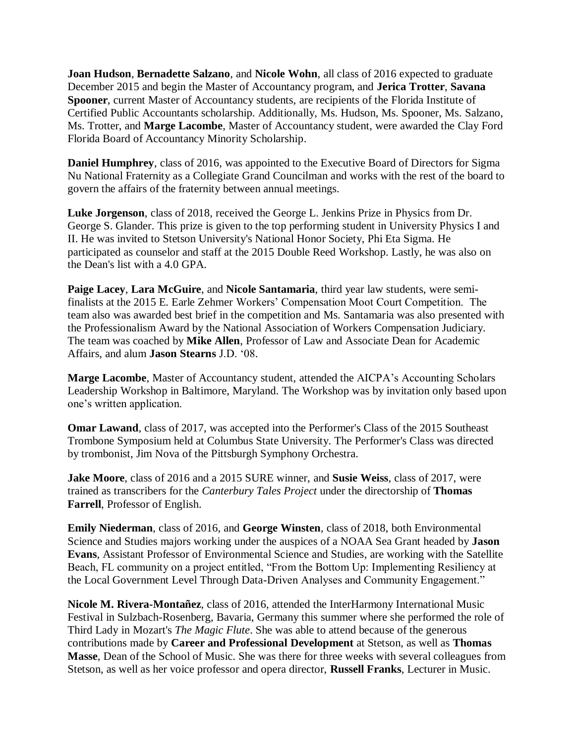**Joan Hudson**, **Bernadette Salzano**, and **Nicole Wohn**, all class of 2016 expected to graduate December 2015 and begin the Master of Accountancy program, and **Jerica Trotter**, **Savana Spooner**, current Master of Accountancy students, are recipients of the Florida Institute of Certified Public Accountants scholarship. Additionally, Ms. Hudson, Ms. Spooner, Ms. Salzano, Ms. Trotter, and **Marge Lacombe**, Master of Accountancy student, were awarded the Clay Ford Florida Board of Accountancy Minority Scholarship.

**Daniel Humphrey**, class of 2016, was appointed to the Executive Board of Directors for Sigma Nu National Fraternity as a Collegiate Grand Councilman and works with the rest of the board to govern the affairs of the fraternity between annual meetings.

**Luke Jorgenson**, class of 2018, received the George L. Jenkins Prize in Physics from Dr. George S. Glander. This prize is given to the top performing student in University Physics I and II. He was invited to Stetson University's National Honor Society, Phi Eta Sigma. He participated as counselor and staff at the 2015 Double Reed Workshop. Lastly, he was also on the Dean's list with a 4.0 GPA.

**Paige Lacey**, **Lara McGuire**, and **Nicole Santamaria**, third year law students, were semi-finalists at the 2015 E. Earle Zehmer Workers' Compensation Moot Court Competition. The team also was awarded best brief in the competition and Ms. Santamaria was also presented with the Professionalism Award by the National Association of Workers Compensation Judiciary. The team was coached by **Mike Allen**, Professor of Law and Associate Dean for Academic Affairs, and alum **Jason Stearns** J.D. '08.

**Marge Lacombe**, Master of Accountancy student, attended the AICPA's Accounting Scholars Leadership Workshop in Baltimore, Maryland. The Workshop was by invitation only based upon one's written application.

**Omar Lawand**, class of 2017, was accepted into the Performer's Class of the 2015 Southeast Trombone Symposium held at Columbus State University. The Performer's Class was directed by trombonist, Jim Nova of the Pittsburgh Symphony Orchestra.

**Jake Moore**, class of 2016 and a 2015 SURE winner, and **Susie Weiss**, class of 2017, were trained as transcribers for the *Canterbury Tales Project* under the directorship of **Thomas Farrell**, Professor of English.

**Emily Niederman**, class of 2016, and **George Winsten**, class of 2018, both Environmental Science and Studies majors working under the auspices of a NOAA Sea Grant headed by **Jason Evans**, Assistant Professor of Environmental Science and Studies, are working with the Satellite Beach, FL community on a project entitled, "From the Bottom Up: Implementing Resiliency at the Local Government Level Through Data-Driven Analyses and Community Engagement."

**Nicole M. Rivera-Montañez**, class of 2016, attended the InterHarmony International Music Festival in Sulzbach-Rosenberg, Bavaria, Germany this summer where she performed the role of Third Lady in Mozart's *The Magic Flute*. She was able to attend because of the generous contributions made by **Career and Professional Development** at Stetson, as well as **Thomas Masse**, Dean of the School of Music. She was there for three weeks with several colleagues from Stetson, as well as her voice professor and opera director, **Russell Franks**, Lecturer in Music.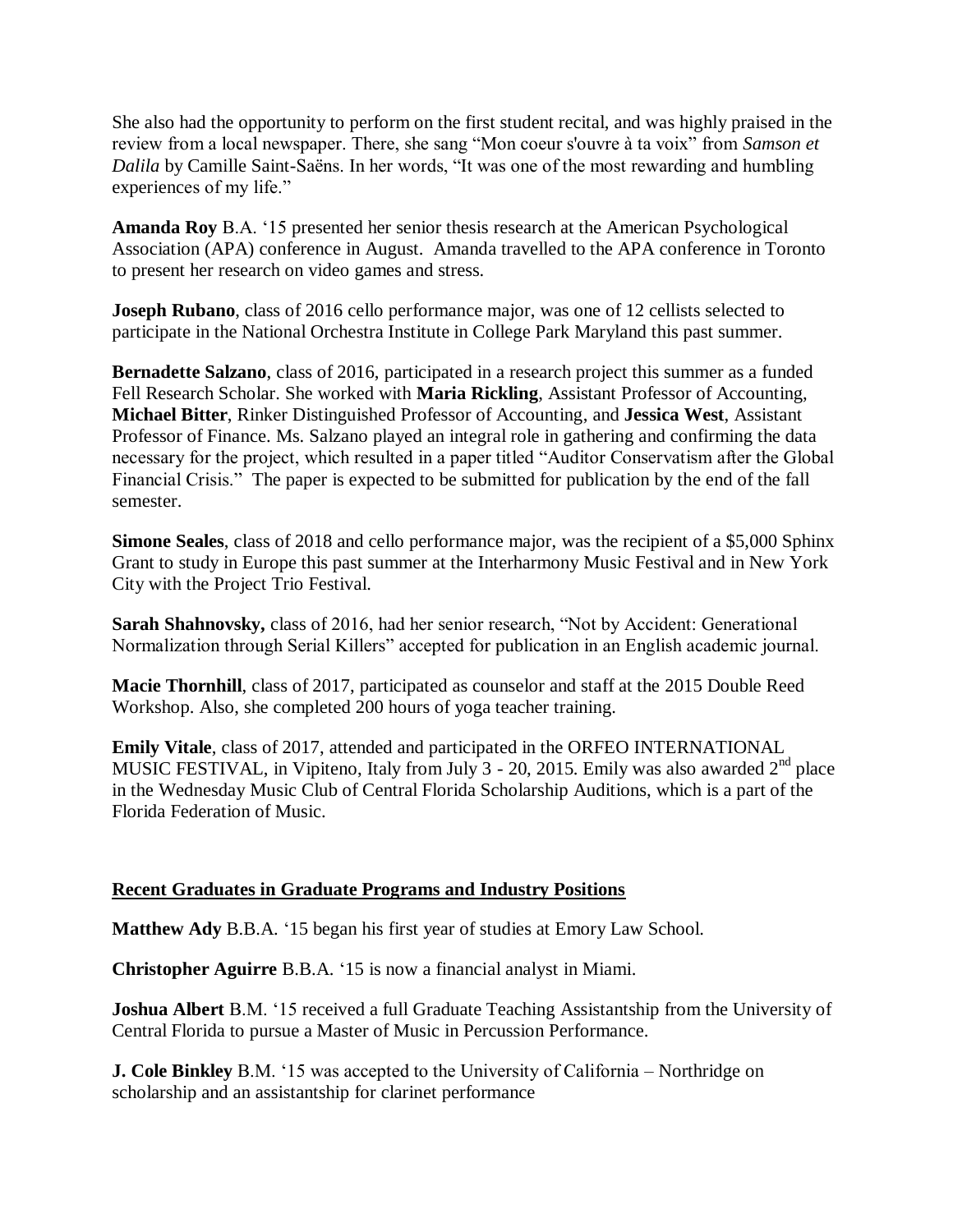She also had the opportunity to perform on the first student recital, and was highly praised in the review from a local newspaper. There, she sang "Mon coeur s'ouvre à ta voix" from *Samson et Dalila* by Camille Saint-Saëns. In her words, "It was one of the most rewarding and humbling experiences of my life."

**Amanda Roy** B.A. '15 presented her senior thesis research at the American Psychological Association (APA) conference in August. Amanda travelled to the APA conference in Toronto to present her research on video games and stress.

**Joseph Rubano**, class of 2016 cello performance major, was one of 12 cellists selected to participate in the National Orchestra Institute in College Park Maryland this past summer.

**Bernadette Salzano**, class of 2016, participated in a research project this summer as a funded Fell Research Scholar. She worked with **Maria Rickling**, Assistant Professor of Accounting, **Michael Bitter**, Rinker Distinguished Professor of Accounting, and **Jessica West**, Assistant Professor of Finance. Ms. Salzano played an integral role in gathering and confirming the data necessary for the project, which resulted in a paper titled "Auditor Conservatism after the Global Financial Crisis." The paper is expected to be submitted for publication by the end of the fall semester.

**Simone Seales**, class of 2018 and cello performance major, was the recipient of a $5,000 Sphinx Grant to study in Europe this past summer at the Interharmony Music Festival and in New York City with the Project Trio Festival.

**Sarah Shahnovsky,** class of 2016, had her senior research, "Not by Accident: Generational Normalization through Serial Killers" accepted for publication in an English academic journal.

**Macie Thornhill**, class of 2017, participated as counselor and staff at the 2015 Double Reed Workshop. Also, she completed 200 hours of yoga teacher training.

**Emily Vitale**, class of 2017, attended and participated in the ORFEO INTERNATIONAL MUSIC FESTIVAL, in Vipiteno, Italy from July 3 - 20, 2015. Emily was also awarded 2nd place in the Wednesday Music Club of Central Florida Scholarship Auditions, which is a part of the Florida Federation of Music.

## Recent Graduates in Graduate Programs and Industry Positions

**Matthew Ady** B.B.A. '15 began his first year of studies at Emory Law School.

**Christopher Aguirre** B.B.A. '15 is now a financial analyst in Miami.

**Joshua Albert** B.M. '15 received a full Graduate Teaching Assistantship from the University of Central Florida to pursue a Master of Music in Percussion Performance.

**J. Cole Binkley** B.M. '15 was accepted to the University of California – Northridge on scholarship and an assistantship for clarinet performance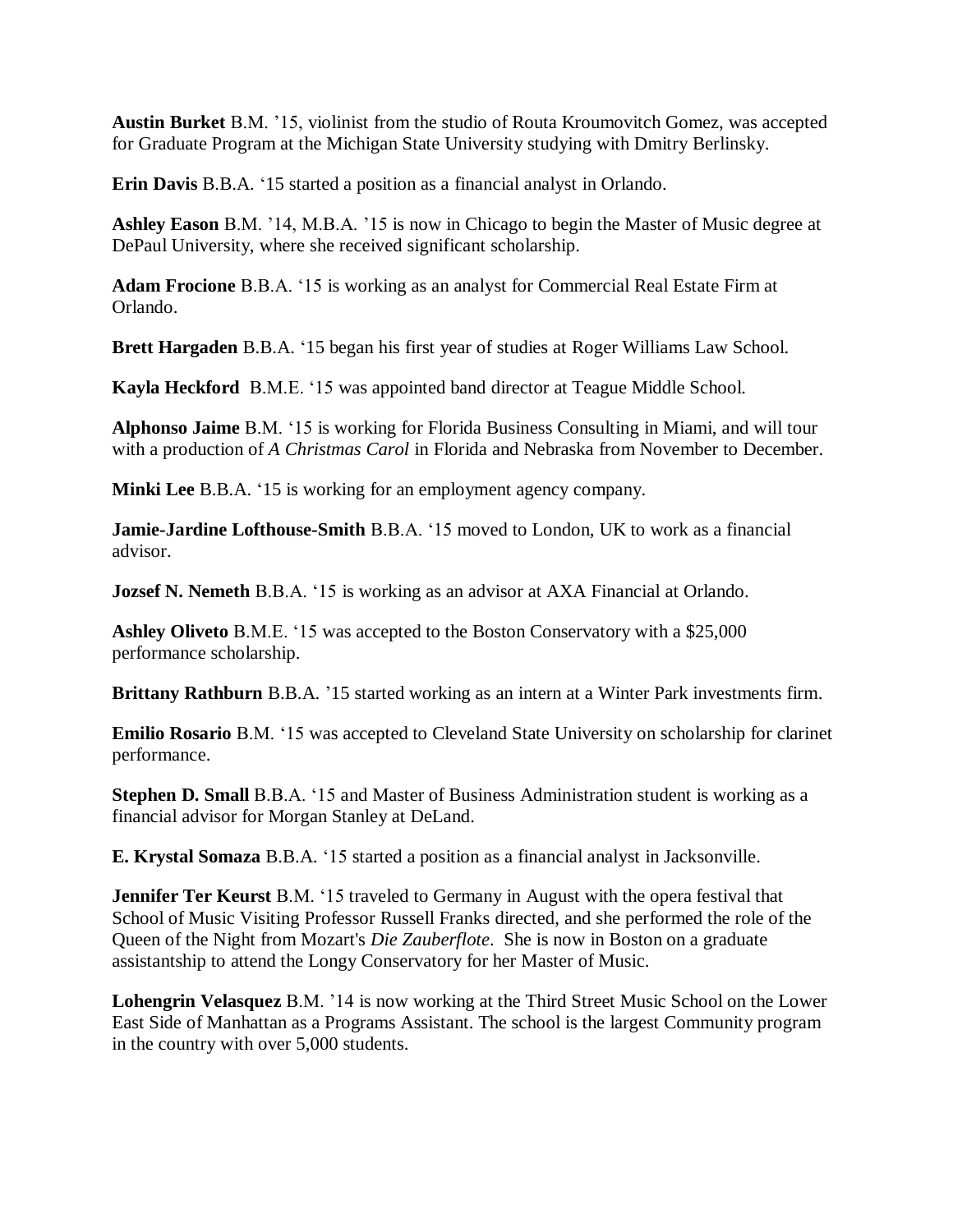**Austin Burket** B.M. '15, violinist from the studio of Routa Kroumovitch Gomez, was accepted for Graduate Program at the Michigan State University studying with Dmitry Berlinsky.

**Erin Davis** B.B.A. '15 started a position as a financial analyst in Orlando.

**Ashley Eason** B.M. '14, M.B.A. '15 is now in Chicago to begin the Master of Music degree at DePaul University, where she received significant scholarship.

**Adam Frocione** B.B.A. '15 is working as an analyst for Commercial Real Estate Firm at Orlando.

**Brett Hargaden** B.B.A. '15 began his first year of studies at Roger Williams Law School.

**Kayla Heckford** B.M.E. '15 was appointed band director at Teague Middle School.

**Alphonso Jaime** B.M. '15 is working for Florida Business Consulting in Miami, and will tour with a production of *A Christmas Carol* in Florida and Nebraska from November to December.

**Minki Lee** B.B.A. '15 is working for an employment agency company.

**Jamie-Jardine Lofthouse-Smith** B.B.A. '15 moved to London, UK to work as a financial advisor.

**Jozsef N. Nemeth** B.B.A. '15 is working as an advisor at AXA Financial at Orlando.

**Ashley Oliveto** B.M.E. '15 was accepted to the Boston Conservatory with a $25,000 performance scholarship.

**Brittany Rathburn** B.B.A. '15 started working as an intern at a Winter Park investments firm.

**Emilio Rosario** B.M. '15 was accepted to Cleveland State University on scholarship for clarinet performance.

**Stephen D. Small** B.B.A. '15 and Master of Business Administration student is working as a financial advisor for Morgan Stanley at DeLand.

**E. Krystal Somaza** B.B.A. '15 started a position as a financial analyst in Jacksonville.

**Jennifer Ter Keurst** B.M. '15 traveled to Germany in August with the opera festival that School of Music Visiting Professor Russell Franks directed, and she performed the role of the Queen of the Night from Mozart's *Die Zauberflote*. She is now in Boston on a graduate assistantship to attend the Longy Conservatory for her Master of Music.

**Lohengrin Velasquez** B.M. '14 is now working at the Third Street Music School on the Lower East Side of Manhattan as a Programs Assistant. The school is the largest Community program in the country with over 5,000 students.